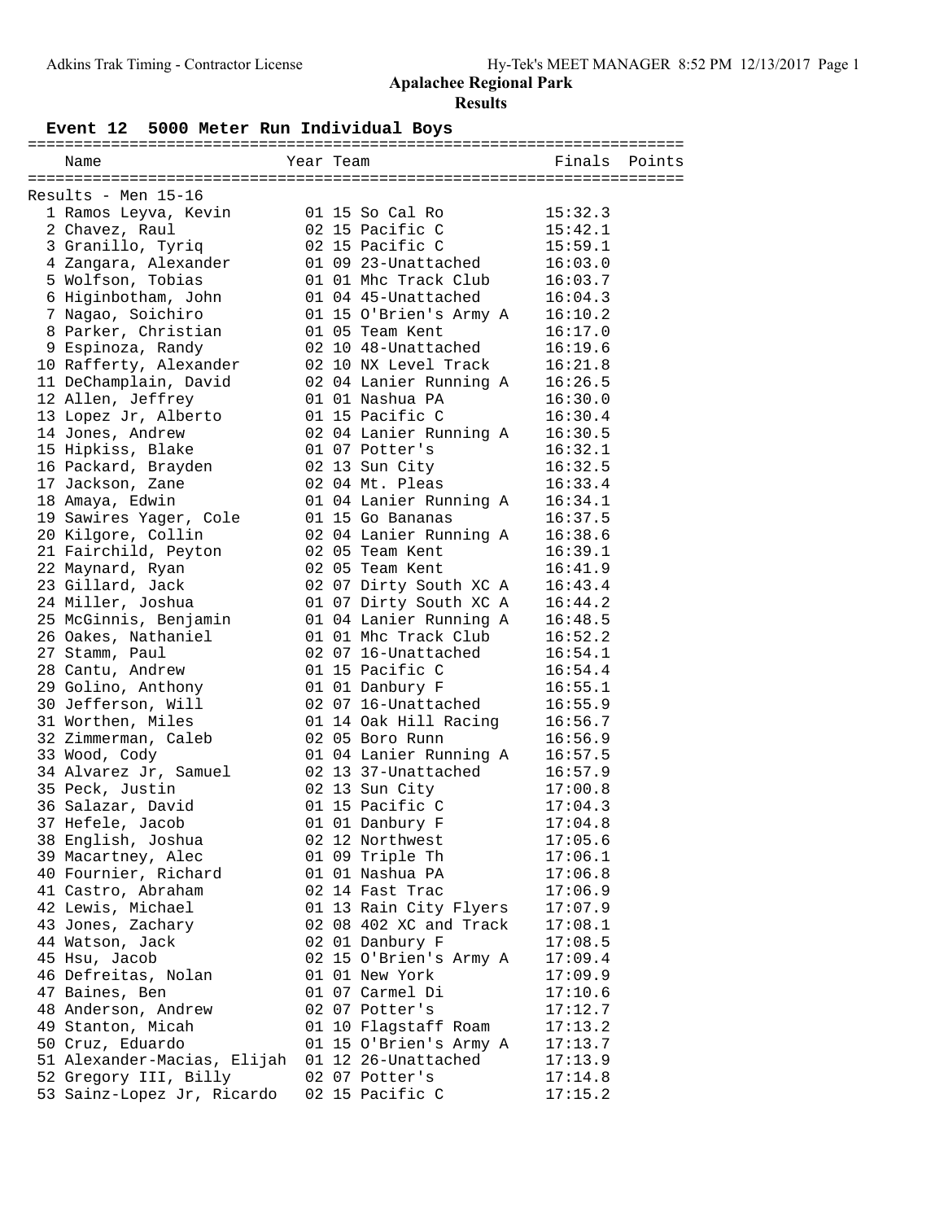# Apalachee Regional Park

## Results

### Event 12 5000 Meter Run Individual Boys

Results - Men 15-16

| | Name | Year | Team | Finals | Points |
|---|---|---|---|---|---|
| 1 | Ramos Leyva, Kevin | 01 | 15 So Cal Ro | 15:32.3 | |
| 2 | Chavez, Raul | 02 | 15 Pacific C | 15:42.1 | |
| 3 | Granillo, Tyriq | 02 | 15 Pacific C | 15:59.1 | |
| 4 | Zangara, Alexander | 01 | 09 23-Unattached | 16:03.0 | |
| 5 | Wolfson, Tobias | 01 | 01 Mhc Track Club | 16:03.7 | |
| 6 | Higinbotham, John | 01 | 04 45-Unattached | 16:04.3 | |
| 7 | Nagao, Soichiro | 01 | 15 O'Brien's Army A | 16:10.2 | |
| 8 | Parker, Christian | 01 | 05 Team Kent | 16:17.0 | |
| 9 | Espinoza, Randy | 02 | 10 48-Unattached | 16:19.6 | |
| 10 | Rafferty, Alexander | 02 | 10 NX Level Track | 16:21.8 | |
| 11 | DeChamplain, David | 02 | 04 Lanier Running A | 16:26.5 | |
| 12 | Allen, Jeffrey | 01 | 01 Nashua PA | 16:30.0 | |
| 13 | Lopez Jr, Alberto | 01 | 15 Pacific C | 16:30.4 | |
| 14 | Jones, Andrew | 02 | 04 Lanier Running A | 16:30.5 | |
| 15 | Hipkiss, Blake | 01 | 07 Potter's | 16:32.1 | |
| 16 | Packard, Brayden | 02 | 13 Sun City | 16:32.5 | |
| 17 | Jackson, Zane | 02 | 04 Mt. Pleas | 16:33.4 | |
| 18 | Amaya, Edwin | 01 | 04 Lanier Running A | 16:34.1 | |
| 19 | Sawires Yager, Cole | 01 | 15 Go Bananas | 16:37.5 | |
| 20 | Kilgore, Collin | 02 | 04 Lanier Running A | 16:38.6 | |
| 21 | Fairchild, Peyton | 02 | 05 Team Kent | 16:39.1 | |
| 22 | Maynard, Ryan | 02 | 05 Team Kent | 16:41.9 | |
| 23 | Gillard, Jack | 02 | 07 Dirty South XC A | 16:43.4 | |
| 24 | Miller, Joshua | 01 | 07 Dirty South XC A | 16:44.2 | |
| 25 | McGinnis, Benjamin | 01 | 04 Lanier Running A | 16:48.5 | |
| 26 | Oakes, Nathaniel | 01 | 01 Mhc Track Club | 16:52.2 | |
| 27 | Stamm, Paul | 02 | 07 16-Unattached | 16:54.1 | |
| 28 | Cantu, Andrew | 01 | 15 Pacific C | 16:54.4 | |
| 29 | Golino, Anthony | 01 | 01 Danbury F | 16:55.1 | |
| 30 | Jefferson, Will | 02 | 07 16-Unattached | 16:55.9 | |
| 31 | Worthen, Miles | 01 | 14 Oak Hill Racing | 16:56.7 | |
| 32 | Zimmerman, Caleb | 02 | 05 Boro Runn | 16:56.9 | |
| 33 | Wood, Cody | 01 | 04 Lanier Running A | 16:57.5 | |
| 34 | Alvarez Jr, Samuel | 02 | 13 37-Unattached | 16:57.9 | |
| 35 | Peck, Justin | 02 | 13 Sun City | 17:00.8 | |
| 36 | Salazar, David | 01 | 15 Pacific C | 17:04.3 | |
| 37 | Hefele, Jacob | 01 | 01 Danbury F | 17:04.8 | |
| 38 | English, Joshua | 02 | 12 Northwest | 17:05.6 | |
| 39 | Macartney, Alec | 01 | 09 Triple Th | 17:06.1 | |
| 40 | Fournier, Richard | 01 | 01 Nashua PA | 17:06.8 | |
| 41 | Castro, Abraham | 02 | 14 Fast Trac | 17:06.9 | |
| 42 | Lewis, Michael | 01 | 13 Rain City Flyers | 17:07.9 | |
| 43 | Jones, Zachary | 02 | 08 402 XC and Track | 17:08.1 | |
| 44 | Watson, Jack | 02 | 01 Danbury F | 17:08.5 | |
| 45 | Hsu, Jacob | 02 | 15 O'Brien's Army A | 17:09.4 | |
| 46 | Defreitas, Nolan | 01 | 01 New York | 17:09.9 | |
| 47 | Baines, Ben | 01 | 07 Carmel Di | 17:10.6 | |
| 48 | Anderson, Andrew | 02 | 07 Potter's | 17:12.7 | |
| 49 | Stanton, Micah | 01 | 10 Flagstaff Roam | 17:13.2 | |
| 50 | Cruz, Eduardo | 01 | 15 O'Brien's Army A | 17:13.7 | |
| 51 | Alexander-Macias, Elijah | 01 | 12 26-Unattached | 17:13.9 | |
| 52 | Gregory III, Billy | 02 | 07 Potter's | 17:14.8 | |
| 53 | Sainz-Lopez Jr, Ricardo | 02 | 15 Pacific C | 17:15.2 | |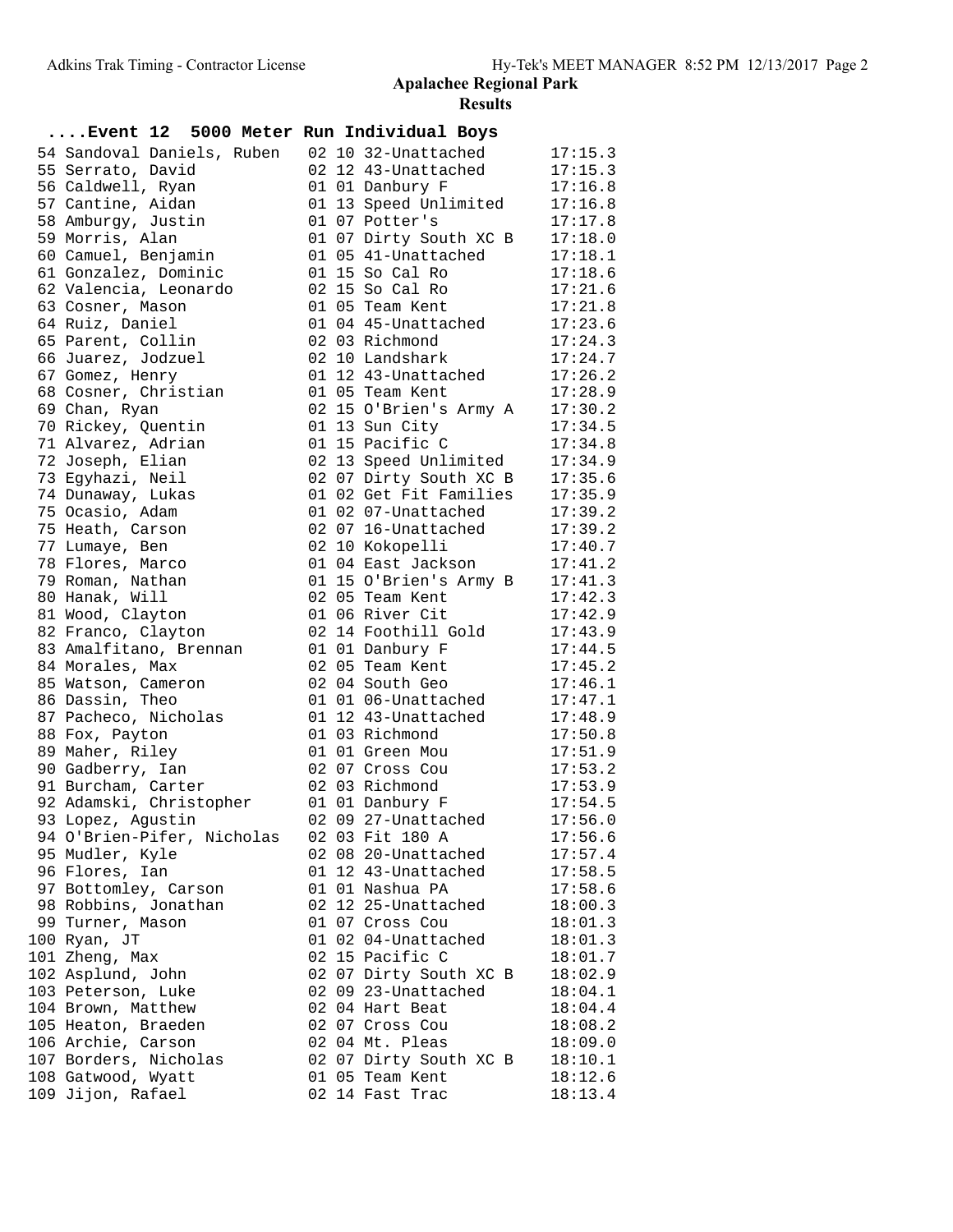# Apalachee Regional Park

## Results

### ....Event 12 5000 Meter Run Individual Boys

| | | | | | |
|---|---|---|---|---|---|
| 54 | Sandoval Daniels, Ruben | 02 | 10 | 32-Unattached | 17:15.3 |
| 55 | Serrato, David | 02 | 12 | 43-Unattached | 17:15.3 |
| 56 | Caldwell, Ryan | 01 | 01 | Danbury F | 17:16.8 |
| 57 | Cantine, Aidan | 01 | 13 | Speed Unlimited | 17:16.8 |
| 58 | Amburgy, Justin | 01 | 07 | Potter's | 17:17.8 |
| 59 | Morris, Alan | 01 | 07 | Dirty South XC B | 17:18.0 |
| 60 | Camuel, Benjamin | 01 | 05 | 41-Unattached | 17:18.1 |
| 61 | Gonzalez, Dominic | 01 | 15 | So Cal Ro | 17:18.6 |
| 62 | Valencia, Leonardo | 02 | 15 | So Cal Ro | 17:21.6 |
| 63 | Cosner, Mason | 01 | 05 | Team Kent | 17:21.8 |
| 64 | Ruiz, Daniel | 01 | 04 | 45-Unattached | 17:23.6 |
| 65 | Parent, Collin | 02 | 03 | Richmond | 17:24.3 |
| 66 | Juarez, Jodzuel | 02 | 10 | Landshark | 17:24.7 |
| 67 | Gomez, Henry | 01 | 12 | 43-Unattached | 17:26.2 |
| 68 | Cosner, Christian | 01 | 05 | Team Kent | 17:28.9 |
| 69 | Chan, Ryan | 02 | 15 | O'Brien's Army A | 17:30.2 |
| 70 | Rickey, Quentin | 01 | 13 | Sun City | 17:34.5 |
| 71 | Alvarez, Adrian | 01 | 15 | Pacific C | 17:34.8 |
| 72 | Joseph, Elian | 02 | 13 | Speed Unlimited | 17:34.9 |
| 73 | Egyhazi, Neil | 02 | 07 | Dirty South XC B | 17:35.6 |
| 74 | Dunaway, Lukas | 01 | 02 | Get Fit Families | 17:35.9 |
| 75 | Ocasio, Adam | 01 | 02 | 07-Unattached | 17:39.2 |
| 75 | Heath, Carson | 02 | 07 | 16-Unattached | 17:39.2 |
| 77 | Lumaye, Ben | 02 | 10 | Kokopelli | 17:40.7 |
| 78 | Flores, Marco | 01 | 04 | East Jackson | 17:41.2 |
| 79 | Roman, Nathan | 01 | 15 | O'Brien's Army B | 17:41.3 |
| 80 | Hanak, Will | 02 | 05 | Team Kent | 17:42.3 |
| 81 | Wood, Clayton | 01 | 06 | River Cit | 17:42.9 |
| 82 | Franco, Clayton | 02 | 14 | Foothill Gold | 17:43.9 |
| 83 | Amalfitano, Brennan | 01 | 01 | Danbury F | 17:44.5 |
| 84 | Morales, Max | 02 | 05 | Team Kent | 17:45.2 |
| 85 | Watson, Cameron | 02 | 04 | South Geo | 17:46.1 |
| 86 | Dassin, Theo | 01 | 01 | 06-Unattached | 17:47.1 |
| 87 | Pacheco, Nicholas | 01 | 12 | 43-Unattached | 17:48.9 |
| 88 | Fox, Payton | 01 | 03 | Richmond | 17:50.8 |
| 89 | Maher, Riley | 01 | 01 | Green Mou | 17:51.9 |
| 90 | Gadberry, Ian | 02 | 07 | Cross Cou | 17:53.2 |
| 91 | Burcham, Carter | 02 | 03 | Richmond | 17:53.9 |
| 92 | Adamski, Christopher | 01 | 01 | Danbury F | 17:54.5 |
| 93 | Lopez, Agustin | 02 | 09 | 27-Unattached | 17:56.0 |
| 94 | O'Brien-Pifer, Nicholas | 02 | 03 | Fit 180 A | 17:56.6 |
| 95 | Mudler, Kyle | 02 | 08 | 20-Unattached | 17:57.4 |
| 96 | Flores, Ian | 01 | 12 | 43-Unattached | 17:58.5 |
| 97 | Bottomley, Carson | 01 | 01 | Nashua PA | 17:58.6 |
| 98 | Robbins, Jonathan | 02 | 12 | 25-Unattached | 18:00.3 |
| 99 | Turner, Mason | 01 | 07 | Cross Cou | 18:01.3 |
| 100 | Ryan, JT | 01 | 02 | 04-Unattached | 18:01.3 |
| 101 | Zheng, Max | 02 | 15 | Pacific C | 18:01.7 |
| 102 | Asplund, John | 02 | 07 | Dirty South XC B | 18:02.9 |
| 103 | Peterson, Luke | 02 | 09 | 23-Unattached | 18:04.1 |
| 104 | Brown, Matthew | 02 | 04 | Hart Beat | 18:04.4 |
| 105 | Heaton, Braeden | 02 | 07 | Cross Cou | 18:08.2 |
| 106 | Archie, Carson | 02 | 04 | Mt. Pleas | 18:09.0 |
| 107 | Borders, Nicholas | 02 | 07 | Dirty South XC B | 18:10.1 |
| 108 | Gatwood, Wyatt | 01 | 05 | Team Kent | 18:12.6 |
| 109 | Jijon, Rafael | 02 | 14 | Fast Trac | 18:13.4 |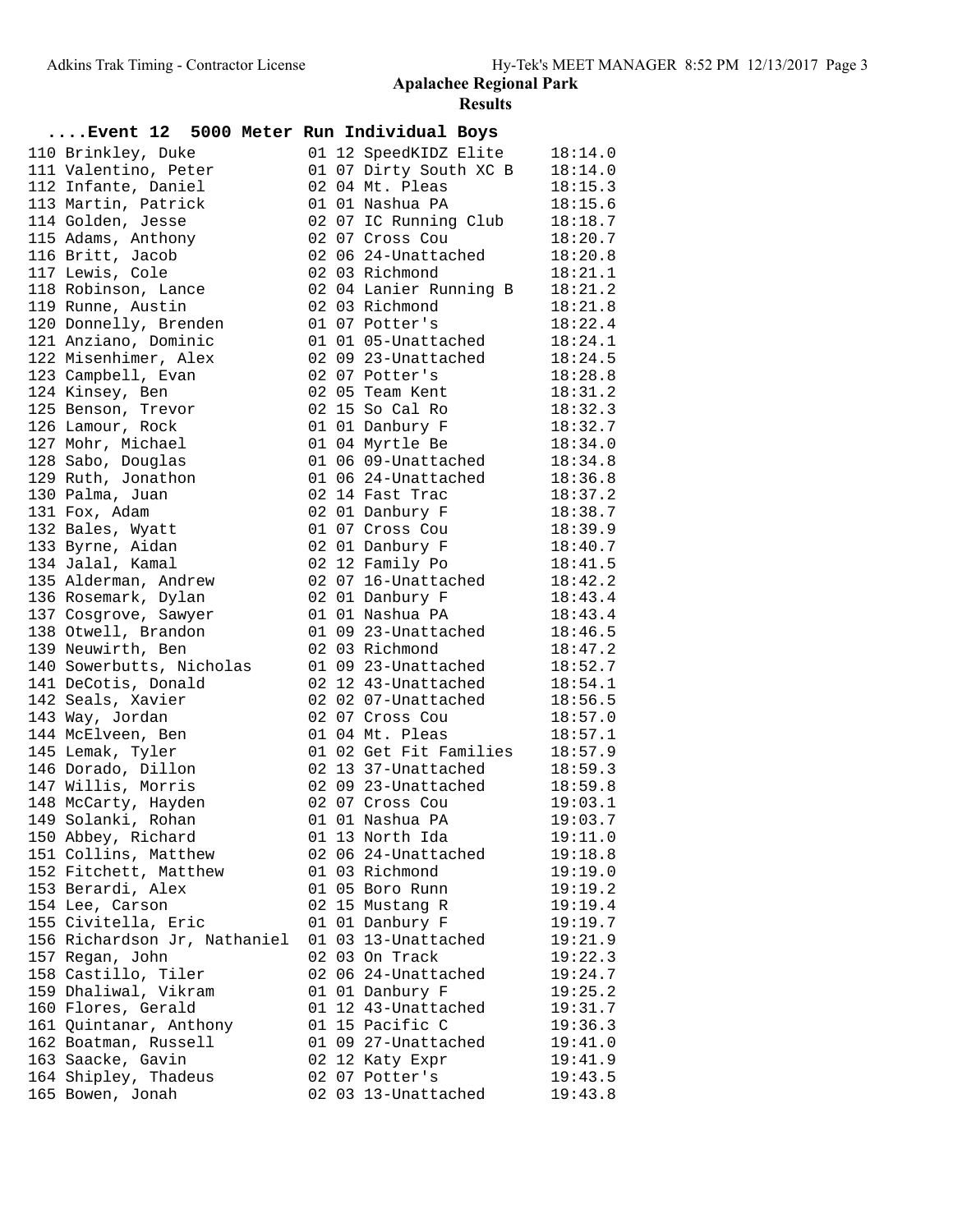# Apalachee Regional Park

## Results

### ....Event 12 5000 Meter Run Individual Boys

| | | | | | |
|---|---|---|---|---|---|
| 110 | Brinkley, Duke | 01 | 12 | SpeedKIDZ Elite | 18:14.0 |
| 111 | Valentino, Peter | 01 | 07 | Dirty South XC B | 18:14.0 |
| 112 | Infante, Daniel | 02 | 04 | Mt. Pleas | 18:15.3 |
| 113 | Martin, Patrick | 01 | 01 | Nashua PA | 18:15.6 |
| 114 | Golden, Jesse | 02 | 07 | IC Running Club | 18:18.7 |
| 115 | Adams, Anthony | 02 | 07 | Cross Cou | 18:20.7 |
| 116 | Britt, Jacob | 02 | 06 | 24-Unattached | 18:20.8 |
| 117 | Lewis, Cole | 02 | 03 | Richmond | 18:21.1 |
| 118 | Robinson, Lance | 02 | 04 | Lanier Running B | 18:21.2 |
| 119 | Runne, Austin | 02 | 03 | Richmond | 18:21.8 |
| 120 | Donnelly, Brenden | 01 | 07 | Potter's | 18:22.4 |
| 121 | Anziano, Dominic | 01 | 01 | 05-Unattached | 18:24.1 |
| 122 | Misenhimer, Alex | 02 | 09 | 23-Unattached | 18:24.5 |
| 123 | Campbell, Evan | 02 | 07 | Potter's | 18:28.8 |
| 124 | Kinsey, Ben | 02 | 05 | Team Kent | 18:31.2 |
| 125 | Benson, Trevor | 02 | 15 | So Cal Ro | 18:32.3 |
| 126 | Lamour, Rock | 01 | 01 | Danbury F | 18:32.7 |
| 127 | Mohr, Michael | 01 | 04 | Myrtle Be | 18:34.0 |
| 128 | Sabo, Douglas | 01 | 06 | 09-Unattached | 18:34.8 |
| 129 | Ruth, Jonathon | 01 | 06 | 24-Unattached | 18:36.8 |
| 130 | Palma, Juan | 02 | 14 | Fast Trac | 18:37.2 |
| 131 | Fox, Adam | 02 | 01 | Danbury F | 18:38.7 |
| 132 | Bales, Wyatt | 01 | 07 | Cross Cou | 18:39.9 |
| 133 | Byrne, Aidan | 02 | 01 | Danbury F | 18:40.7 |
| 134 | Jalal, Kamal | 02 | 12 | Family Po | 18:41.5 |
| 135 | Alderman, Andrew | 02 | 07 | 16-Unattached | 18:42.2 |
| 136 | Rosemark, Dylan | 02 | 01 | Danbury F | 18:43.4 |
| 137 | Cosgrove, Sawyer | 01 | 01 | Nashua PA | 18:43.4 |
| 138 | Otwell, Brandon | 01 | 09 | 23-Unattached | 18:46.5 |
| 139 | Neuwirth, Ben | 02 | 03 | Richmond | 18:47.2 |
| 140 | Sowerbutts, Nicholas | 01 | 09 | 23-Unattached | 18:52.7 |
| 141 | DeCotis, Donald | 02 | 12 | 43-Unattached | 18:54.1 |
| 142 | Seals, Xavier | 02 | 02 | 07-Unattached | 18:56.5 |
| 143 | Way, Jordan | 02 | 07 | Cross Cou | 18:57.0 |
| 144 | McElveen, Ben | 01 | 04 | Mt. Pleas | 18:57.1 |
| 145 | Lemak, Tyler | 01 | 02 | Get Fit Families | 18:57.9 |
| 146 | Dorado, Dillon | 02 | 13 | 37-Unattached | 18:59.3 |
| 147 | Willis, Morris | 02 | 09 | 23-Unattached | 18:59.8 |
| 148 | McCarty, Hayden | 02 | 07 | Cross Cou | 19:03.1 |
| 149 | Solanki, Rohan | 01 | 01 | Nashua PA | 19:03.7 |
| 150 | Abbey, Richard | 01 | 13 | North Ida | 19:11.0 |
| 151 | Collins, Matthew | 02 | 06 | 24-Unattached | 19:18.8 |
| 152 | Fitchett, Matthew | 01 | 03 | Richmond | 19:19.0 |
| 153 | Berardi, Alex | 01 | 05 | Boro Runn | 19:19.2 |
| 154 | Lee, Carson | 02 | 15 | Mustang R | 19:19.4 |
| 155 | Civitella, Eric | 01 | 01 | Danbury F | 19:19.7 |
| 156 | Richardson Jr, Nathaniel | 01 | 03 | 13-Unattached | 19:21.9 |
| 157 | Regan, John | 02 | 03 | On Track | 19:22.3 |
| 158 | Castillo, Tiler | 02 | 06 | 24-Unattached | 19:24.7 |
| 159 | Dhaliwal, Vikram | 01 | 01 | Danbury F | 19:25.2 |
| 160 | Flores, Gerald | 01 | 12 | 43-Unattached | 19:31.7 |
| 161 | Quintanar, Anthony | 01 | 15 | Pacific C | 19:36.3 |
| 162 | Boatman, Russell | 01 | 09 | 27-Unattached | 19:41.0 |
| 163 | Saacke, Gavin | 02 | 12 | Katy Expr | 19:41.9 |
| 164 | Shipley, Thadeus | 02 | 07 | Potter's | 19:43.5 |
| 165 | Bowen, Jonah | 02 | 03 | 13-Unattached | 19:43.8 |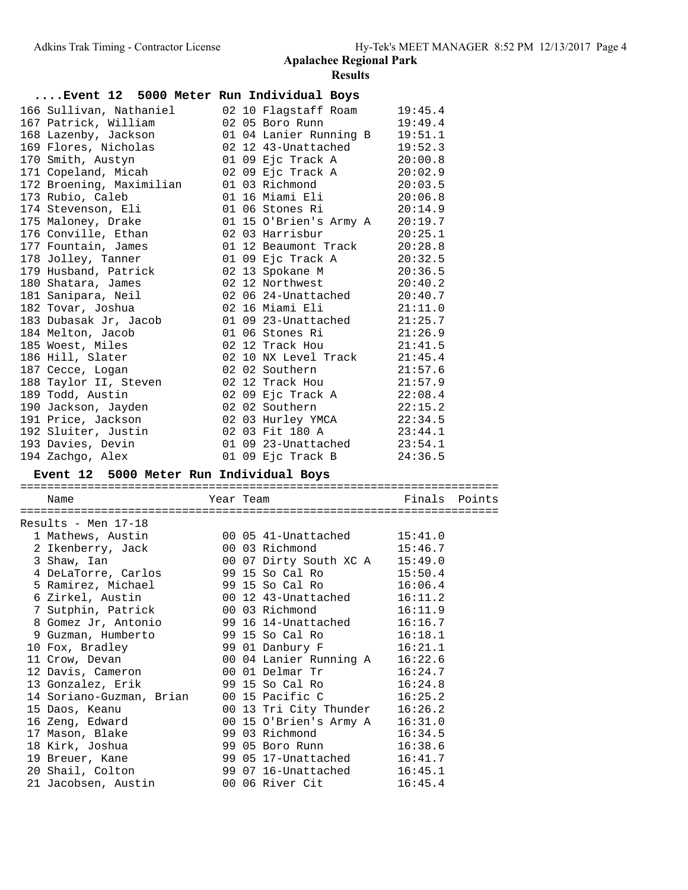## Apalachee Regional Park

### Results

#### ....Event 12 5000 Meter Run Individual Boys

| | | | | | |
|---|---|---|---|---|---|
| 166 | Sullivan, Nathaniel | 02 | 10 Flagstaff Roam | 19:45.4 | |
| 167 | Patrick, William | 02 | 05 Boro Runn | 19:49.4 | |
| 168 | Lazenby, Jackson | 01 | 04 Lanier Running B | 19:51.1 | |
| 169 | Flores, Nicholas | 02 | 12 43-Unattached | 19:52.3 | |
| 170 | Smith, Austyn | 01 | 09 Ejc Track A | 20:00.8 | |
| 171 | Copeland, Micah | 02 | 09 Ejc Track A | 20:02.9 | |
| 172 | Broening, Maximilian | 01 | 03 Richmond | 20:03.5 | |
| 173 | Rubio, Caleb | 01 | 16 Miami Eli | 20:06.8 | |
| 174 | Stevenson, Eli | 01 | 06 Stones Ri | 20:14.9 | |
| 175 | Maloney, Drake | 01 | 15 O'Brien's Army A | 20:19.7 | |
| 176 | Conville, Ethan | 02 | 03 Harrisbur | 20:25.1 | |
| 177 | Fountain, James | 01 | 12 Beaumont Track | 20:28.8 | |
| 178 | Jolley, Tanner | 01 | 09 Ejc Track A | 20:32.5 | |
| 179 | Husband, Patrick | 02 | 13 Spokane M | 20:36.5 | |
| 180 | Shatara, James | 02 | 12 Northwest | 20:40.2 | |
| 181 | Sanipara, Neil | 02 | 06 24-Unattached | 20:40.7 | |
| 182 | Tovar, Joshua | 02 | 16 Miami Eli | 21:11.0 | |
| 183 | Dubasak Jr, Jacob | 01 | 09 23-Unattached | 21:25.7 | |
| 184 | Melton, Jacob | 01 | 06 Stones Ri | 21:26.9 | |
| 185 | Woest, Miles | 02 | 12 Track Hou | 21:41.5 | |
| 186 | Hill, Slater | 02 | 10 NX Level Track | 21:45.4 | |
| 187 | Cecce, Logan | 02 | 02 Southern | 21:57.6 | |
| 188 | Taylor II, Steven | 02 | 12 Track Hou | 21:57.9 | |
| 189 | Todd, Austin | 02 | 09 Ejc Track A | 22:08.4 | |
| 190 | Jackson, Jayden | 02 | 02 Southern | 22:15.2 | |
| 191 | Price, Jackson | 02 | 03 Hurley YMCA | 22:34.5 | |
| 192 | Sluiter, Justin | 02 | 03 Fit 180 A | 23:44.1 | |
| 193 | Davies, Devin | 01 | 09 23-Unattached | 23:54.1 | |
| 194 | Zachgo, Alex | 01 | 09 Ejc Track B | 24:36.5 | |

#### Event 12 5000 Meter Run Individual Boys

Results - Men 17-18

| | Name | Year | Team | Finals | Points |
|---|---|---|---|---|---|
| 1 | Mathews, Austin | 00 | 05 41-Unattached | 15:41.0 | |
| 2 | Ikenberry, Jack | 00 | 03 Richmond | 15:46.7 | |
| 3 | Shaw, Ian | 00 | 07 Dirty South XC A | 15:49.0 | |
| 4 | DeLaTorre, Carlos | 99 | 15 So Cal Ro | 15:50.4 | |
| 5 | Ramirez, Michael | 99 | 15 So Cal Ro | 16:06.4 | |
| 6 | Zirkel, Austin | 00 | 12 43-Unattached | 16:11.2 | |
| 7 | Sutphin, Patrick | 00 | 03 Richmond | 16:11.9 | |
| 8 | Gomez Jr, Antonio | 99 | 16 14-Unattached | 16:16.7 | |
| 9 | Guzman, Humberto | 99 | 15 So Cal Ro | 16:18.1 | |
| 10 | Fox, Bradley | 99 | 01 Danbury F | 16:21.1 | |
| 11 | Crow, Devan | 00 | 04 Lanier Running A | 16:22.6 | |
| 12 | Davis, Cameron | 00 | 01 Delmar Tr | 16:24.7 | |
| 13 | Gonzalez, Erik | 99 | 15 So Cal Ro | 16:24.8 | |
| 14 | Soriano-Guzman, Brian | 00 | 15 Pacific C | 16:25.2 | |
| 15 | Daos, Keanu | 00 | 13 Tri City Thunder | 16:26.2 | |
| 16 | Zeng, Edward | 00 | 15 O'Brien's Army A | 16:31.0 | |
| 17 | Mason, Blake | 99 | 03 Richmond | 16:34.5 | |
| 18 | Kirk, Joshua | 99 | 05 Boro Runn | 16:38.6 | |
| 19 | Breuer, Kane | 99 | 05 17-Unattached | 16:41.7 | |
| 20 | Shail, Colton | 99 | 07 16-Unattached | 16:45.1 | |
| 21 | Jacobsen, Austin | 00 | 06 River Cit | 16:45.4 | |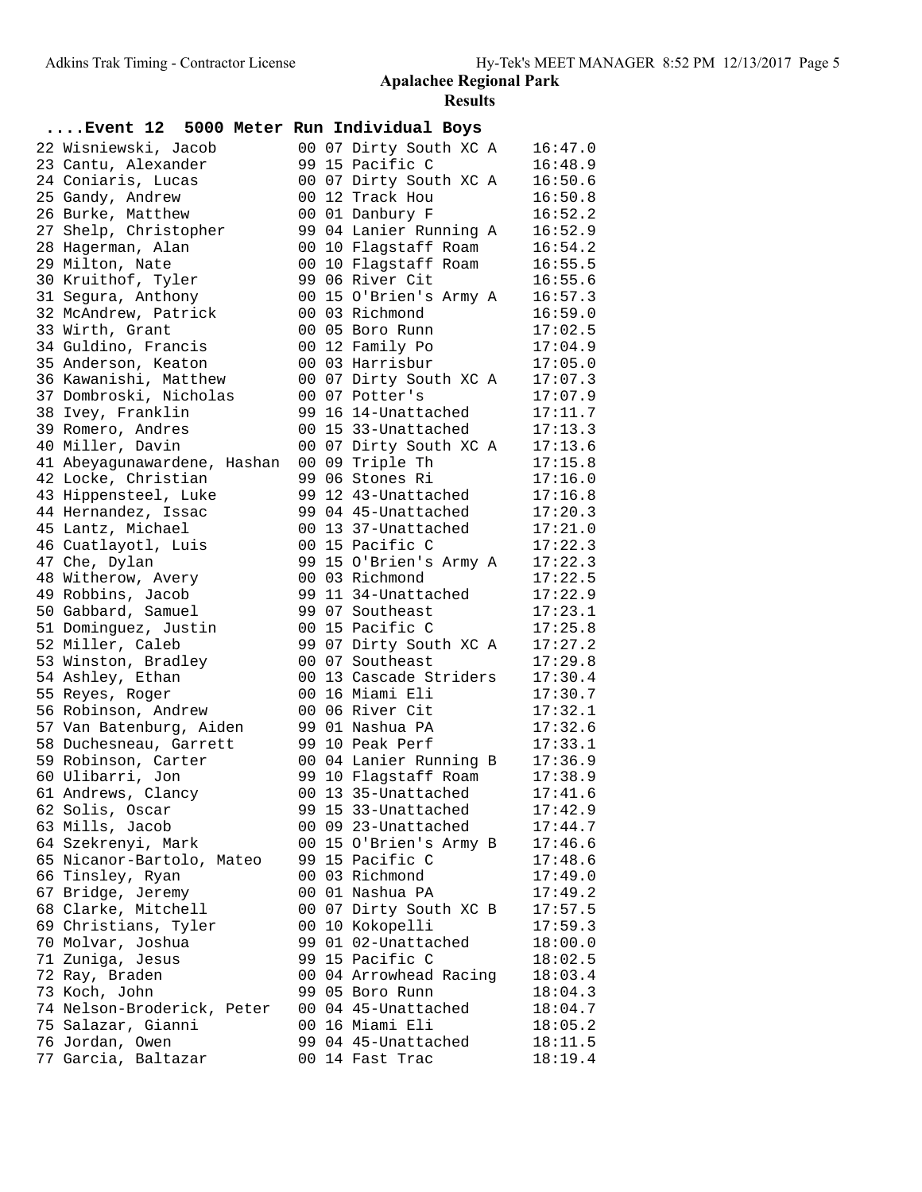## Apalachee Regional Park

### Results

**....Event 12 5000 Meter Run Individual Boys**

| | | | | | |
|---|---|---|---|---|---|
| 22 | Wisniewski, Jacob | 00 | 07 | Dirty South XC A | 16:47.0 |
| 23 | Cantu, Alexander | 99 | 15 | Pacific C | 16:48.9 |
| 24 | Coniaris, Lucas | 00 | 07 | Dirty South XC A | 16:50.6 |
| 25 | Gandy, Andrew | 00 | 12 | Track Hou | 16:50.8 |
| 26 | Burke, Matthew | 00 | 01 | Danbury F | 16:52.2 |
| 27 | Shelp, Christopher | 99 | 04 | Lanier Running A | 16:52.9 |
| 28 | Hagerman, Alan | 00 | 10 | Flagstaff Roam | 16:54.2 |
| 29 | Milton, Nate | 00 | 10 | Flagstaff Roam | 16:55.5 |
| 30 | Kruithof, Tyler | 99 | 06 | River Cit | 16:55.6 |
| 31 | Segura, Anthony | 00 | 15 | O'Brien's Army A | 16:57.3 |
| 32 | McAndrew, Patrick | 00 | 03 | Richmond | 16:59.0 |
| 33 | Wirth, Grant | 00 | 05 | Boro Runn | 17:02.5 |
| 34 | Guldino, Francis | 00 | 12 | Family Po | 17:04.9 |
| 35 | Anderson, Keaton | 00 | 03 | Harrisbur | 17:05.0 |
| 36 | Kawanishi, Matthew | 00 | 07 | Dirty South XC A | 17:07.3 |
| 37 | Dombroski, Nicholas | 00 | 07 | Potter's | 17:07.9 |
| 38 | Ivey, Franklin | 99 | 16 | 14-Unattached | 17:11.7 |
| 39 | Romero, Andres | 00 | 15 | 33-Unattached | 17:13.3 |
| 40 | Miller, Davin | 00 | 07 | Dirty South XC A | 17:13.6 |
| 41 | Abeyagunawardene, Hashan | 00 | 09 | Triple Th | 17:15.8 |
| 42 | Locke, Christian | 99 | 06 | Stones Ri | 17:16.0 |
| 43 | Hippensteel, Luke | 99 | 12 | 43-Unattached | 17:16.8 |
| 44 | Hernandez, Issac | 99 | 04 | 45-Unattached | 17:20.3 |
| 45 | Lantz, Michael | 00 | 13 | 37-Unattached | 17:21.0 |
| 46 | Cuatlayotl, Luis | 00 | 15 | Pacific C | 17:22.3 |
| 47 | Che, Dylan | 99 | 15 | O'Brien's Army A | 17:22.3 |
| 48 | Witherow, Avery | 00 | 03 | Richmond | 17:22.5 |
| 49 | Robbins, Jacob | 99 | 11 | 34-Unattached | 17:22.9 |
| 50 | Gabbard, Samuel | 99 | 07 | Southeast | 17:23.1 |
| 51 | Dominguez, Justin | 00 | 15 | Pacific C | 17:25.8 |
| 52 | Miller, Caleb | 99 | 07 | Dirty South XC A | 17:27.2 |
| 53 | Winston, Bradley | 00 | 07 | Southeast | 17:29.8 |
| 54 | Ashley, Ethan | 00 | 13 | Cascade Striders | 17:30.4 |
| 55 | Reyes, Roger | 00 | 16 | Miami Eli | 17:30.7 |
| 56 | Robinson, Andrew | 00 | 06 | River Cit | 17:32.1 |
| 57 | Van Batenburg, Aiden | 99 | 01 | Nashua PA | 17:32.6 |
| 58 | Duchesneau, Garrett | 99 | 10 | Peak Perf | 17:33.1 |
| 59 | Robinson, Carter | 00 | 04 | Lanier Running B | 17:36.9 |
| 60 | Ulibarri, Jon | 99 | 10 | Flagstaff Roam | 17:38.9 |
| 61 | Andrews, Clancy | 00 | 13 | 35-Unattached | 17:41.6 |
| 62 | Solis, Oscar | 99 | 15 | 33-Unattached | 17:42.9 |
| 63 | Mills, Jacob | 00 | 09 | 23-Unattached | 17:44.7 |
| 64 | Szekrenyi, Mark | 00 | 15 | O'Brien's Army B | 17:46.6 |
| 65 | Nicanor-Bartolo, Mateo | 99 | 15 | Pacific C | 17:48.6 |
| 66 | Tinsley, Ryan | 00 | 03 | Richmond | 17:49.0 |
| 67 | Bridge, Jeremy | 00 | 01 | Nashua PA | 17:49.2 |
| 68 | Clarke, Mitchell | 00 | 07 | Dirty South XC B | 17:57.5 |
| 69 | Christians, Tyler | 00 | 10 | Kokopelli | 17:59.3 |
| 70 | Molvar, Joshua | 99 | 01 | 02-Unattached | 18:00.0 |
| 71 | Zuniga, Jesus | 99 | 15 | Pacific C | 18:02.5 |
| 72 | Ray, Braden | 00 | 04 | Arrowhead Racing | 18:03.4 |
| 73 | Koch, John | 99 | 05 | Boro Runn | 18:04.3 |
| 74 | Nelson-Broderick, Peter | 00 | 04 | 45-Unattached | 18:04.7 |
| 75 | Salazar, Gianni | 00 | 16 | Miami Eli | 18:05.2 |
| 76 | Jordan, Owen | 99 | 04 | 45-Unattached | 18:11.5 |
| 77 | Garcia, Baltazar | 00 | 14 | Fast Trac | 18:19.4 |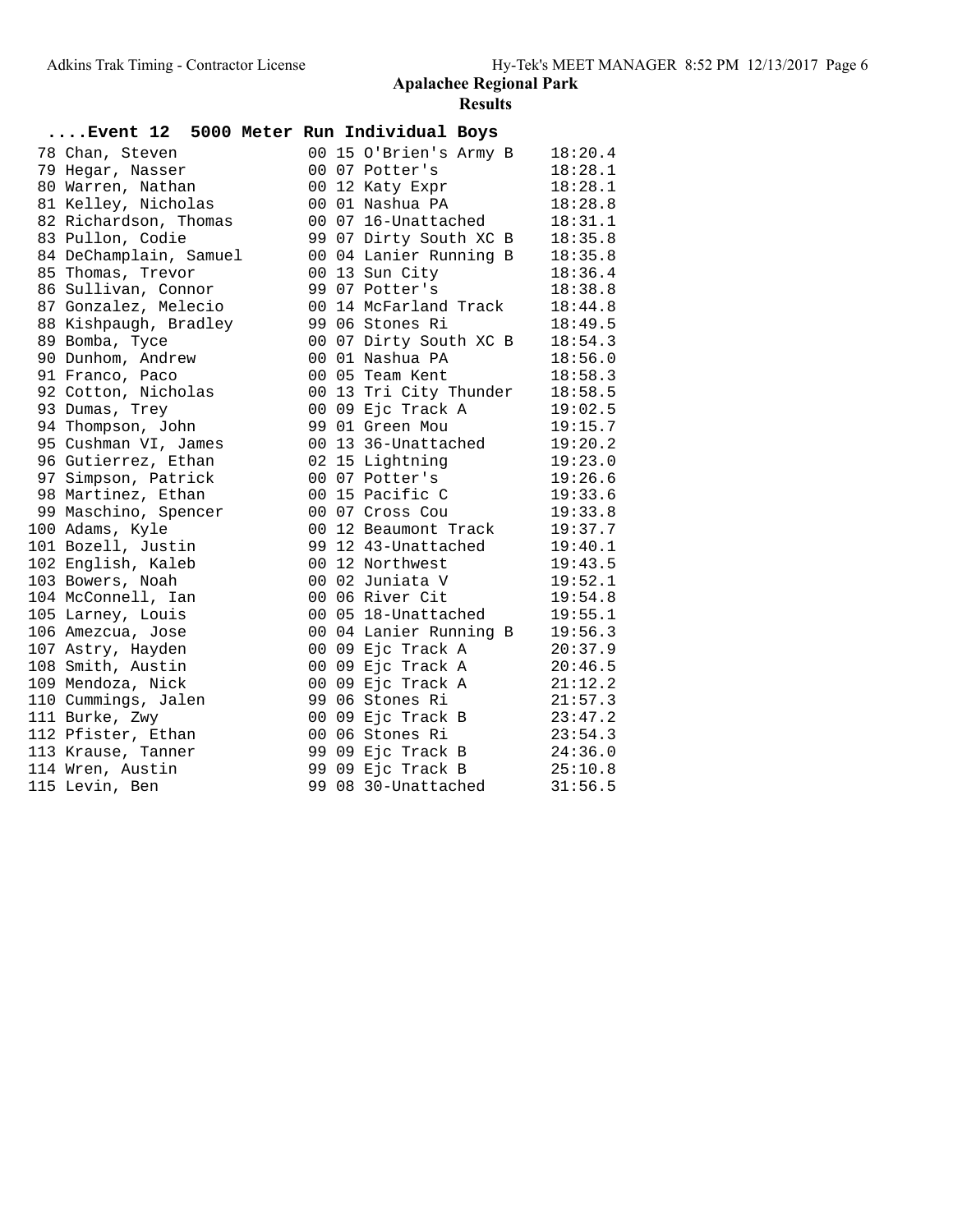## Apalachee Regional Park

### Results

#### ....Event 12 5000 Meter Run Individual Boys

| | | | | | |
|---|---|---|---|---|---|
| 78 | Chan, Steven | 00 | 15 | O'Brien's Army B | 18:20.4 |
| 79 | Hegar, Nasser | 00 | 07 | Potter's | 18:28.1 |
| 80 | Warren, Nathan | 00 | 12 | Katy Expr | 18:28.1 |
| 81 | Kelley, Nicholas | 00 | 01 | Nashua PA | 18:28.8 |
| 82 | Richardson, Thomas | 00 | 07 | 16-Unattached | 18:31.1 |
| 83 | Pullon, Codie | 99 | 07 | Dirty South XC B | 18:35.8 |
| 84 | DeChamplain, Samuel | 00 | 04 | Lanier Running B | 18:35.8 |
| 85 | Thomas, Trevor | 00 | 13 | Sun City | 18:36.4 |
| 86 | Sullivan, Connor | 99 | 07 | Potter's | 18:38.8 |
| 87 | Gonzalez, Melecio | 00 | 14 | McFarland Track | 18:44.8 |
| 88 | Kishpaugh, Bradley | 99 | 06 | Stones Ri | 18:49.5 |
| 89 | Bomba, Tyce | 00 | 07 | Dirty South XC B | 18:54.3 |
| 90 | Dunhom, Andrew | 00 | 01 | Nashua PA | 18:56.0 |
| 91 | Franco, Paco | 00 | 05 | Team Kent | 18:58.3 |
| 92 | Cotton, Nicholas | 00 | 13 | Tri City Thunder | 18:58.5 |
| 93 | Dumas, Trey | 00 | 09 | Ejc Track A | 19:02.5 |
| 94 | Thompson, John | 99 | 01 | Green Mou | 19:15.7 |
| 95 | Cushman VI, James | 00 | 13 | 36-Unattached | 19:20.2 |
| 96 | Gutierrez, Ethan | 02 | 15 | Lightning | 19:23.0 |
| 97 | Simpson, Patrick | 00 | 07 | Potter's | 19:26.6 |
| 98 | Martinez, Ethan | 00 | 15 | Pacific C | 19:33.6 |
| 99 | Maschino, Spencer | 00 | 07 | Cross Cou | 19:33.8 |
| 100 | Adams, Kyle | 00 | 12 | Beaumont Track | 19:37.7 |
| 101 | Bozell, Justin | 99 | 12 | 43-Unattached | 19:40.1 |
| 102 | English, Kaleb | 00 | 12 | Northwest | 19:43.5 |
| 103 | Bowers, Noah | 00 | 02 | Juniata V | 19:52.1 |
| 104 | McConnell, Ian | 00 | 06 | River Cit | 19:54.8 |
| 105 | Larney, Louis | 00 | 05 | 18-Unattached | 19:55.1 |
| 106 | Amezcua, Jose | 00 | 04 | Lanier Running B | 19:56.3 |
| 107 | Astry, Hayden | 00 | 09 | Ejc Track A | 20:37.9 |
| 108 | Smith, Austin | 00 | 09 | Ejc Track A | 20:46.5 |
| 109 | Mendoza, Nick | 00 | 09 | Ejc Track A | 21:12.2 |
| 110 | Cummings, Jalen | 99 | 06 | Stones Ri | 21:57.3 |
| 111 | Burke, Zwy | 00 | 09 | Ejc Track B | 23:47.2 |
| 112 | Pfister, Ethan | 00 | 06 | Stones Ri | 23:54.3 |
| 113 | Krause, Tanner | 99 | 09 | Ejc Track B | 24:36.0 |
| 114 | Wren, Austin | 99 | 09 | Ejc Track B | 25:10.8 |
| 115 | Levin, Ben | 99 | 08 | 30-Unattached | 31:56.5 |